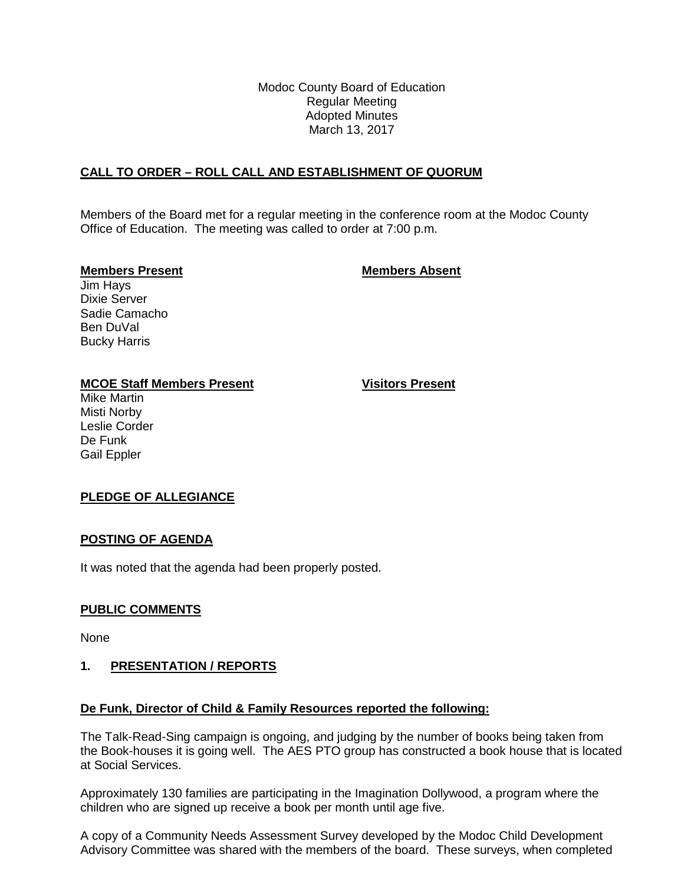Modoc County Board of Education
Regular Meeting
Adopted Minutes
March 13, 2017

## CALL TO ORDER – ROLL CALL AND ESTABLISHMENT OF QUORUM

Members of the Board met for a regular meeting in the conference room at the Modoc County Office of Education. The meeting was called to order at 7:00 p.m.

| **Members Present** | **Members Absent** |
| --- | --- |
| Jim Hays | |
| Dixie Server | |
| Sadie Camacho | |
| Ben DuVal | |
| Bucky Harris | |

| **MCOE Staff Members Present** | **Visitors Present** |
| --- | --- |
| Mike Martin | |
| Misti Norby | |
| Leslie Corder | |
| De Funk | |
| Gail Eppler | |

## PLEDGE OF ALLEGIANCE

## POSTING OF AGENDA

It was noted that the agenda had been properly posted.

## PUBLIC COMMENTS

None

## 1. PRESENTATION / REPORTS

### De Funk, Director of Child & Family Resources reported the following:

The Talk-Read-Sing campaign is ongoing, and judging by the number of books being taken from the Book-houses it is going well. The AES PTO group has constructed a book house that is located at Social Services.

Approximately 130 families are participating in the Imagination Dollywood, a program where the children who are signed up receive a book per month until age five.

A copy of a Community Needs Assessment Survey developed by the Modoc Child Development Advisory Committee was shared with the members of the board. These surveys, when completed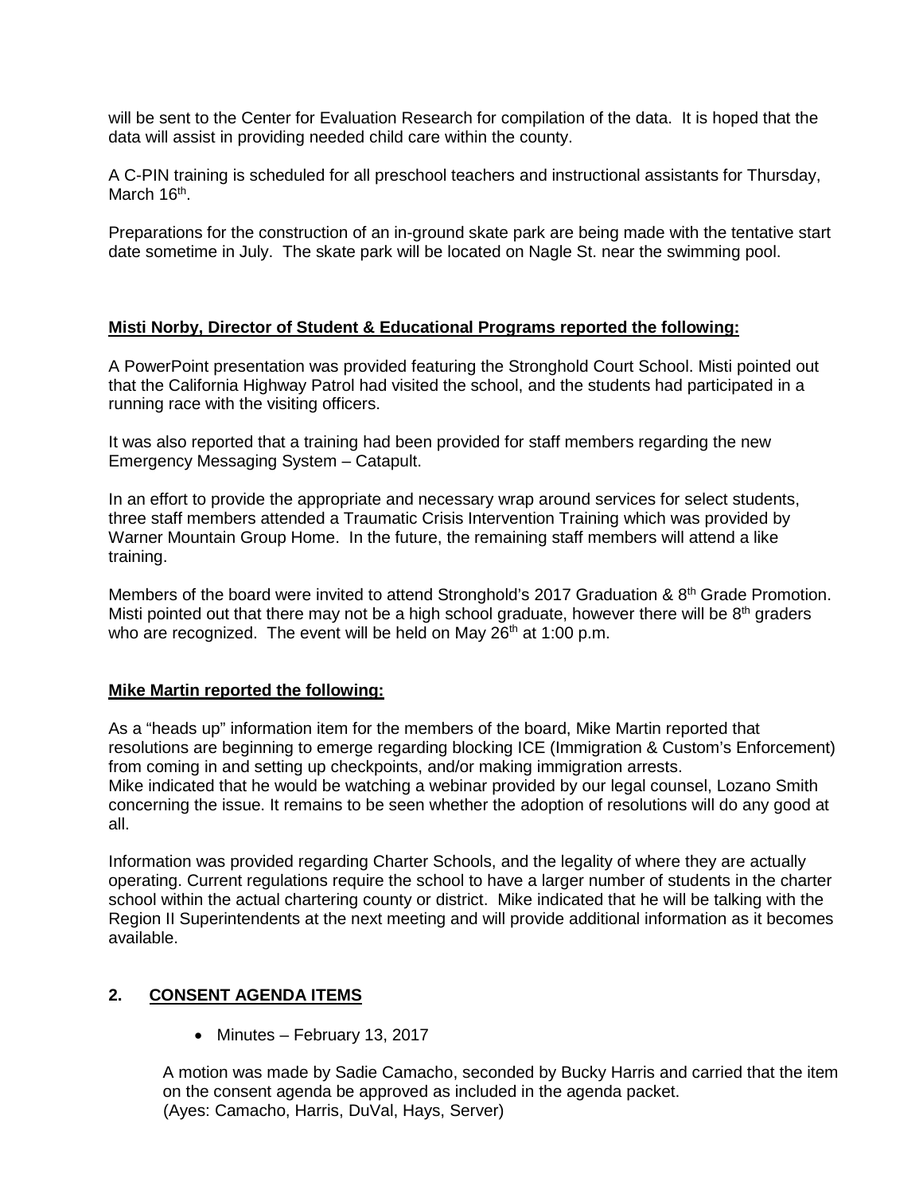will be sent to the Center for Evaluation Research for compilation of the data. It is hoped that the data will assist in providing needed child care within the county.

A C-PIN training is scheduled for all preschool teachers and instructional assistants for Thursday, March 16th.

Preparations for the construction of an in-ground skate park are being made with the tentative start date sometime in July. The skate park will be located on Nagle St. near the swimming pool.

**Misti Norby, Director of Student & Educational Programs reported the following:**

A PowerPoint presentation was provided featuring the Stronghold Court School. Misti pointed out that the California Highway Patrol had visited the school, and the students had participated in a running race with the visiting officers.

It was also reported that a training had been provided for staff members regarding the new Emergency Messaging System – Catapult.

In an effort to provide the appropriate and necessary wrap around services for select students, three staff members attended a Traumatic Crisis Intervention Training which was provided by Warner Mountain Group Home. In the future, the remaining staff members will attend a like training.

Members of the board were invited to attend Stronghold's 2017 Graduation & 8th Grade Promotion. Misti pointed out that there may not be a high school graduate, however there will be 8th graders who are recognized. The event will be held on May 26th at 1:00 p.m.

**Mike Martin reported the following:**

As a "heads up" information item for the members of the board, Mike Martin reported that resolutions are beginning to emerge regarding blocking ICE (Immigration & Custom's Enforcement) from coming in and setting up checkpoints, and/or making immigration arrests.
Mike indicated that he would be watching a webinar provided by our legal counsel, Lozano Smith concerning the issue. It remains to be seen whether the adoption of resolutions will do any good at all.

Information was provided regarding Charter Schools, and the legality of where they are actually operating. Current regulations require the school to have a larger number of students in the charter school within the actual chartering county or district. Mike indicated that he will be talking with the Region II Superintendents at the next meeting and will provide additional information as it becomes available.

## 2. CONSENT AGENDA ITEMS

- Minutes – February 13, 2017

A motion was made by Sadie Camacho, seconded by Bucky Harris and carried that the item on the consent agenda be approved as included in the agenda packet.
(Ayes: Camacho, Harris, DuVal, Hays, Server)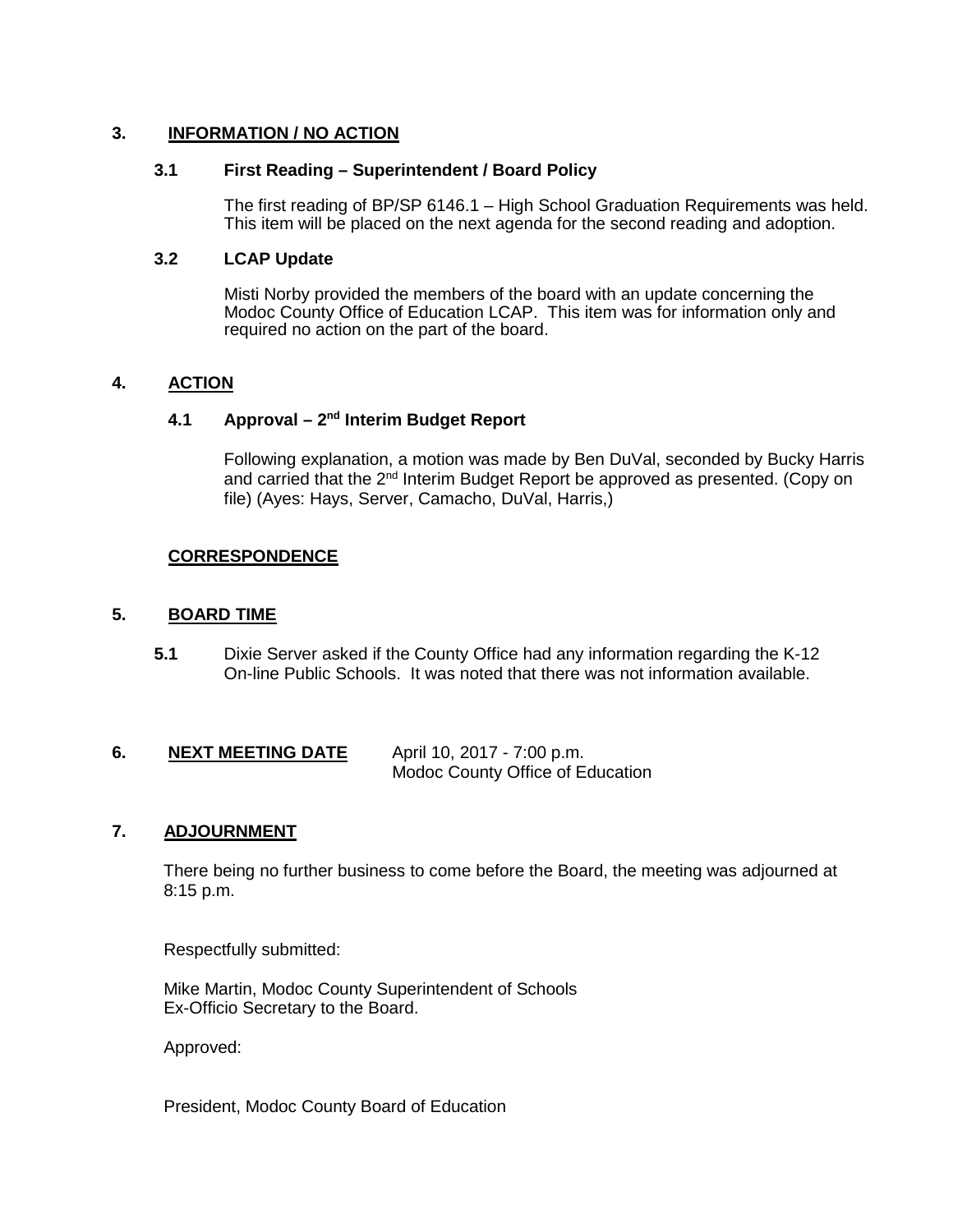## 3. INFORMATION / NO ACTION

### 3.1 First Reading – Superintendent / Board Policy

The first reading of BP/SP 6146.1 – High School Graduation Requirements was held. This item will be placed on the next agenda for the second reading and adoption.

### 3.2 LCAP Update

Misti Norby provided the members of the board with an update concerning the Modoc County Office of Education LCAP. This item was for information only and required no action on the part of the board.

## 4. ACTION

### 4.1 Approval – 2nd Interim Budget Report

Following explanation, a motion was made by Ben DuVal, seconded by Bucky Harris and carried that the 2nd Interim Budget Report be approved as presented. (Copy on file) (Ayes: Hays, Server, Camacho, DuVal, Harris,)

## CORRESPONDENCE

## 5. BOARD TIME

**5.1** Dixie Server asked if the County Office had any information regarding the K-12 On-line Public Schools. It was noted that there was not information available.

## 6. NEXT MEETING DATE

April 10, 2017 - 7:00 p.m.
Modoc County Office of Education

## 7. ADJOURNMENT

There being no further business to come before the Board, the meeting was adjourned at 8:15 p.m.

Respectfully submitted:

Mike Martin, Modoc County Superintendent of Schools
Ex-Officio Secretary to the Board.

Approved:

President, Modoc County Board of Education